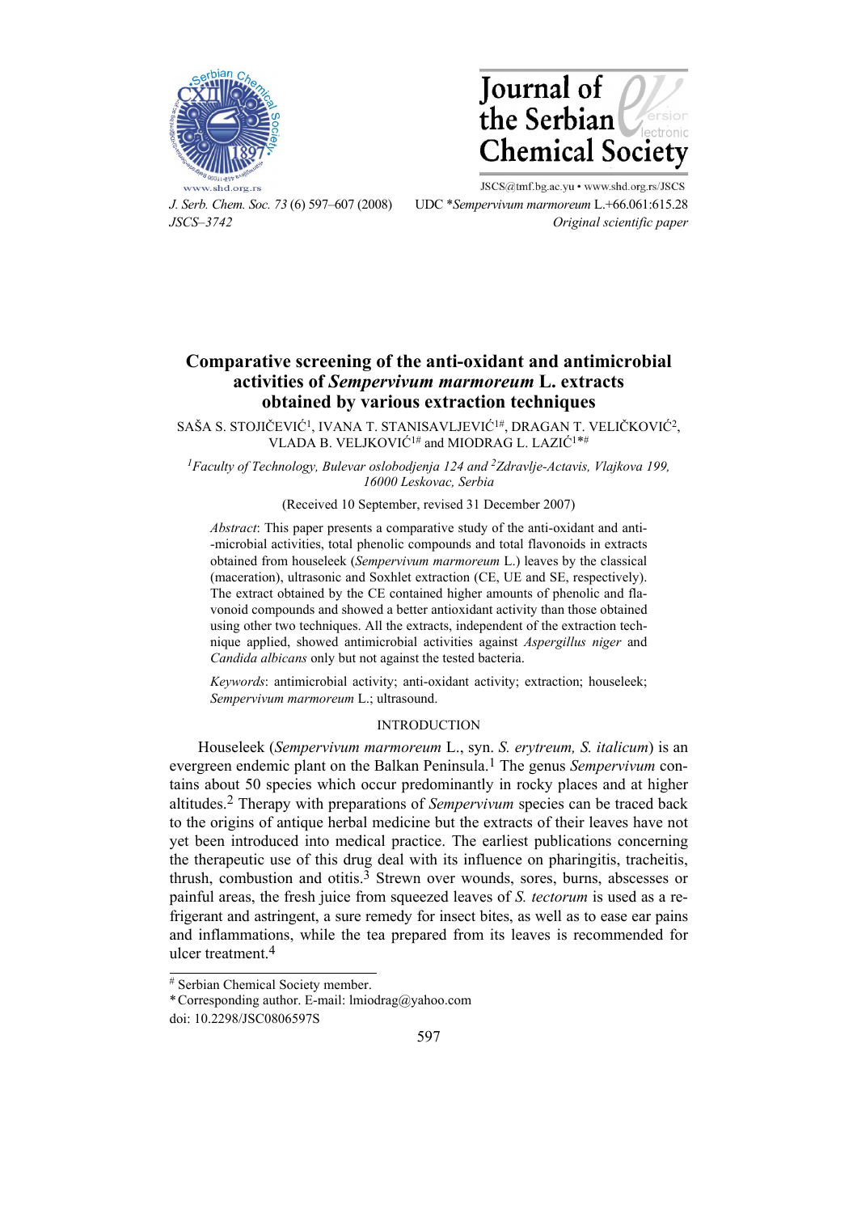# Comparative screening of the anti-oxidant and antimicrobial activities of *Sempervivum marmoreum* L. extracts obtained by various extraction techniques

SAŠA S. STOJIČEVIĆ[1], IVANA T. STANISAVLJEVIĆ[1#], DRAGAN T. VELIČKOVIĆ[2], VLADA B. VELJKOVIĆ[1#] and MIODRAG L. LAZIĆ[1*#]

[1]*Faculty of Technology, Bulevar oslobodjenja 124 and* [2]*Zdravlje-Actavis, Vlajkova 199, 16000 Leskovac, Serbia*

(Received 10 September, revised 31 December 2007)

*Abstract*: This paper presents a comparative study of the anti-oxidant and anti-microbial activities, total phenolic compounds and total flavonoids in extracts obtained from houseleek (*Sempervivum marmoreum* L.) leaves by the classical (maceration), ultrasonic and Soxhlet extraction (CE, UE and SE, respectively). The extract obtained by the CE contained higher amounts of phenolic and flavonoid compounds and showed a better antioxidant activity than those obtained using other two techniques. All the extracts, independent of the extraction technique applied, showed antimicrobial activities against *Aspergillus niger* and *Candida albicans* only but not against the tested bacteria.

*Keywords*: antimicrobial activity; anti-oxidant activity; extraction; houseleek; *Sempervivum marmoreum* L.; ultrasound.

## INTRODUCTION

Houseleek (*Sempervivum marmoreum* L., syn. *S. erytreum, S. italicum*) is an evergreen endemic plant on the Balkan Peninsula.[1] The genus *Sempervivum* contains about 50 species which occur predominantly in rocky places and at higher altitudes.[2] Therapy with preparations of *Sempervivum* species can be traced back to the origins of antique herbal medicine but the extracts of their leaves have not yet been introduced into medical practice. The earliest publications concerning the therapeutic use of this drug deal with its influence on pharingitis, tracheitis, thrush, combustion and otitis.[3] Strewn over wounds, sores, burns, abscesses or painful areas, the fresh juice from squeezed leaves of *S. tectorum* is used as a refrigerant and astringent, a sure remedy for insect bites, as well as to ease ear pains and inflammations, while the tea prepared from its leaves is recommended for ulcer treatment.[4]

---

[#] Serbian Chemical Society member.

\* Corresponding author. E-mail: lmiodrag@yahoo.com

doi: 10.2298/JSC0806597S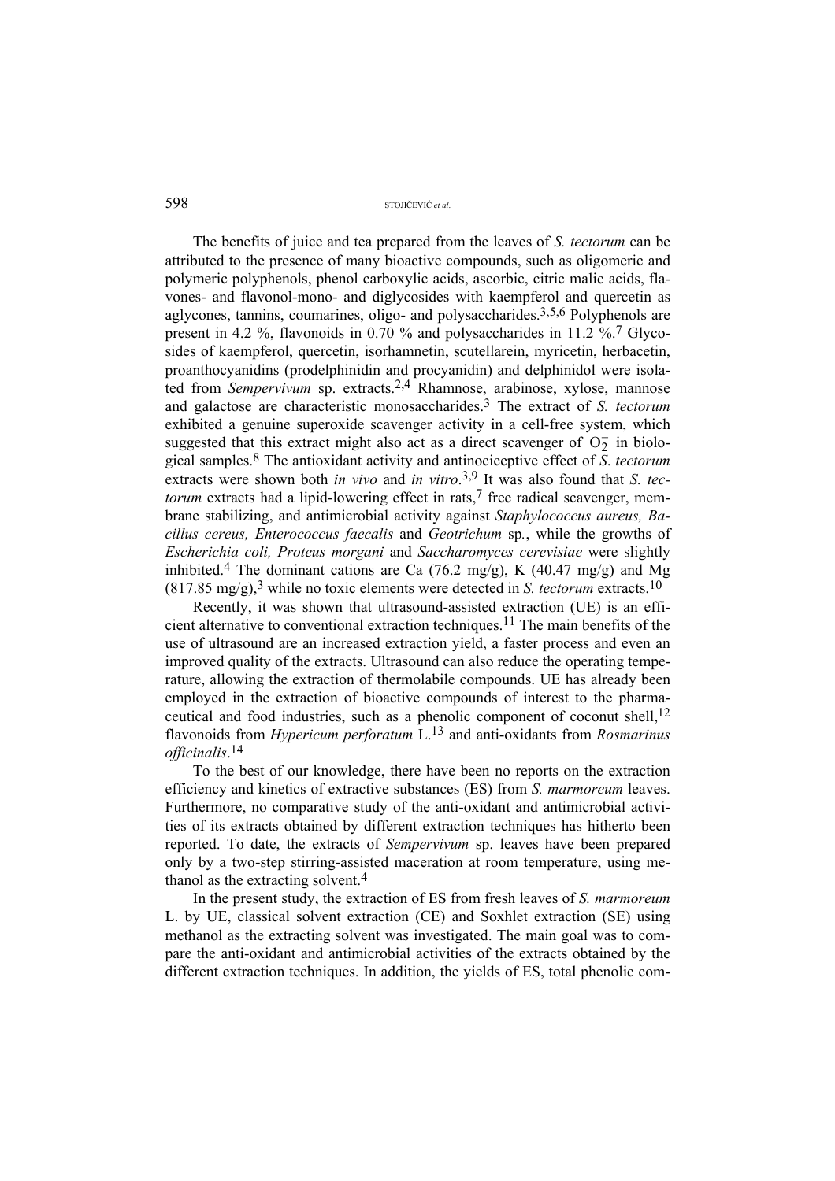The benefits of juice and tea prepared from the leaves of *S. tectorum* can be attributed to the presence of many bioactive compounds, such as oligomeric and polymeric polyphenols, phenol carboxylic acids, ascorbic, citric malic acids, flavones- and flavonol-mono- and diglycosides with kaempferol and quercetin as aglycones, tannins, coumarines, oligo- and polysaccharides.[3,5,6] Polyphenols are present in 4.2 %, flavonoids in 0.70 % and polysaccharides in 11.2 %.[7] Glycosides of kaempferol, quercetin, isorhamnetin, scutellarein, myricetin, herbacetin, proanthocyanidins (prodelphinidin and procyanidin) and delphinidol were isolated from *Sempervivum* sp. extracts.[2,4] Rhamnose, arabinose, xylose, mannose and galactose are characteristic monosaccharides.[3] The extract of *S. tectorum* exhibited a genuine superoxide scavenger activity in a cell-free system, which suggested that this extract might also act as a direct scavenger of $O_2^-$ in biological samples.[8] The antioxidant activity and antinociceptive effect of *S. tectorum* extracts were shown both *in vivo* and *in vitro*.[3,9] It was also found that *S. tectorum* extracts had a lipid-lowering effect in rats,[7] free radical scavenger, membrane stabilizing, and antimicrobial activity against *Staphylococcus aureus, Bacillus cereus, Enterococcus faecalis* and *Geotrichum* sp*.*, while the growths of *Escherichia coli, Proteus morgani* and *Saccharomyces cerevisiae* were slightly inhibited.[4] The dominant cations are Ca (76.2 mg/g), K (40.47 mg/g) and Mg (817.85 mg/g),[3] while no toxic elements were detected in *S. tectorum* extracts.[10]

Recently, it was shown that ultrasound-assisted extraction (UE) is an efficient alternative to conventional extraction techniques.[11] The main benefits of the use of ultrasound are an increased extraction yield, a faster process and even an improved quality of the extracts. Ultrasound can also reduce the operating temperature, allowing the extraction of thermolabile compounds. UE has already been employed in the extraction of bioactive compounds of interest to the pharmaceutical and food industries, such as a phenolic component of coconut shell,[12] flavonoids from *Hypericum perforatum* L.[13] and anti-oxidants from *Rosmarinus officinalis*.[14]

To the best of our knowledge, there have been no reports on the extraction efficiency and kinetics of extractive substances (ES) from *S. marmoreum* leaves. Furthermore, no comparative study of the anti-oxidant and antimicrobial activities of its extracts obtained by different extraction techniques has hitherto been reported. To date, the extracts of *Sempervivum* sp. leaves have been prepared only by a two-step stirring-assisted maceration at room temperature, using methanol as the extracting solvent.[4]

In the present study, the extraction of ES from fresh leaves of *S. marmoreum* L. by UE, classical solvent extraction (CE) and Soxhlet extraction (SE) using methanol as the extracting solvent was investigated. The main goal was to compare the anti-oxidant and antimicrobial activities of the extracts obtained by the different extraction techniques. In addition, the yields of ES, total phenolic com-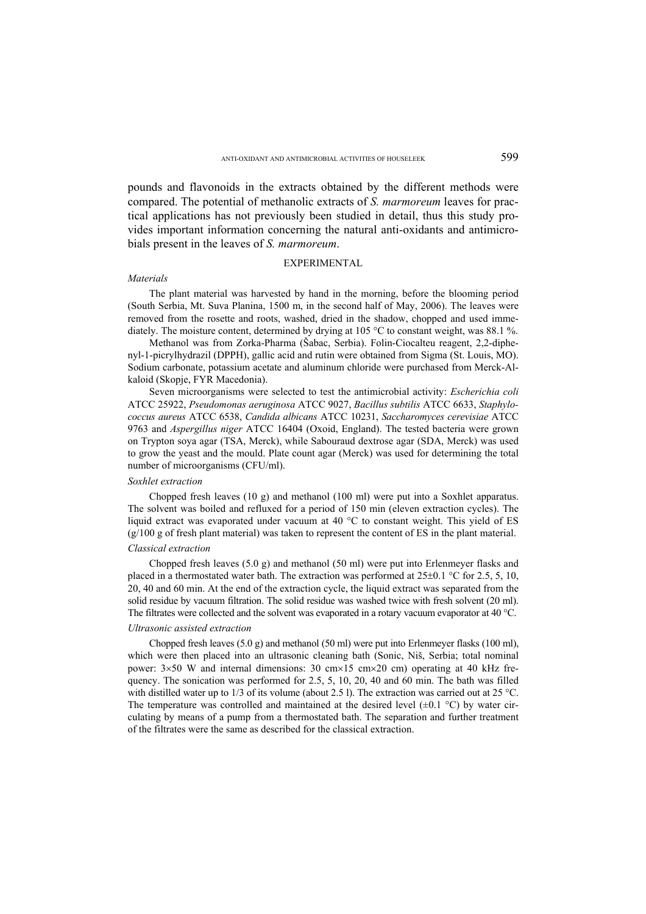pounds and flavonoids in the extracts obtained by the different methods were compared. The potential of methanolic extracts of *S. marmoreum* leaves for practical applications has not previously been studied in detail, thus this study provides important information concerning the natural anti-oxidants and antimicrobials present in the leaves of *S. marmoreum*.

## EXPERIMENTAL

### *Materials*

The plant material was harvested by hand in the morning, before the blooming period (South Serbia, Mt. Suva Planina, 1500 m, in the second half of May, 2006). The leaves were removed from the rosette and roots, washed, dried in the shadow, chopped and used immediately. The moisture content, determined by drying at 105 °C to constant weight, was 88.1 %.

Methanol was from Zorka-Pharma (Šabac, Serbia). Folin-Ciocalteu reagent, 2,2-diphenyl-1-picrylhydrazil (DPPH), gallic acid and rutin were obtained from Sigma (St. Louis, MO). Sodium carbonate, potassium acetate and aluminum chloride were purchased from Merck-Alkaloid (Skopje, FYR Macedonia).

Seven microorganisms were selected to test the antimicrobial activity: *Escherichia coli* ATCC 25922, *Pseudomonas aeruginosa* ATCC 9027, *Bacillus subtilis* ATCC 6633, *Staphylococcus aureus* ATCC 6538, *Candida albicans* ATCC 10231, *Saccharomyces cerevisiae* ATCC 9763 and *Aspergillus niger* ATCC 16404 (Oxoid, England). The tested bacteria were grown on Trypton soya agar (TSA, Merck), while Sabouraud dextrose agar (SDA, Merck) was used to grow the yeast and the mould. Plate count agar (Merck) was used for determining the total number of microorganisms (CFU/ml).

### *Soxhlet extraction*

Chopped fresh leaves (10 g) and methanol (100 ml) were put into a Soxhlet apparatus. The solvent was boiled and refluxed for a period of 150 min (eleven extraction cycles). The liquid extract was evaporated under vacuum at 40 °C to constant weight. This yield of ES (g/100 g of fresh plant material) was taken to represent the content of ES in the plant material.

### *Classical extraction*

Chopped fresh leaves (5.0 g) and methanol (50 ml) were put into Erlenmeyer flasks and placed in a thermostated water bath. The extraction was performed at 25±0.1 °C for 2.5, 5, 10, 20, 40 and 60 min. At the end of the extraction cycle, the liquid extract was separated from the solid residue by vacuum filtration. The solid residue was washed twice with fresh solvent (20 ml). The filtrates were collected and the solvent was evaporated in a rotary vacuum evaporator at 40 °C.

### *Ultrasonic assisted extraction*

Chopped fresh leaves (5.0 g) and methanol (50 ml) were put into Erlenmeyer flasks (100 ml), which were then placed into an ultrasonic cleaning bath (Sonic, Niš, Serbia; total nominal power: 3×50 W and internal dimensions: 30 cm×15 cm×20 cm) operating at 40 kHz frequency. The sonication was performed for 2.5, 5, 10, 20, 40 and 60 min. The bath was filled with distilled water up to 1/3 of its volume (about 2.5 l). The extraction was carried out at 25 °C. The temperature was controlled and maintained at the desired level (±0.1 °C) by water circulating by means of a pump from a thermostated bath. The separation and further treatment of the filtrates were the same as described for the classical extraction.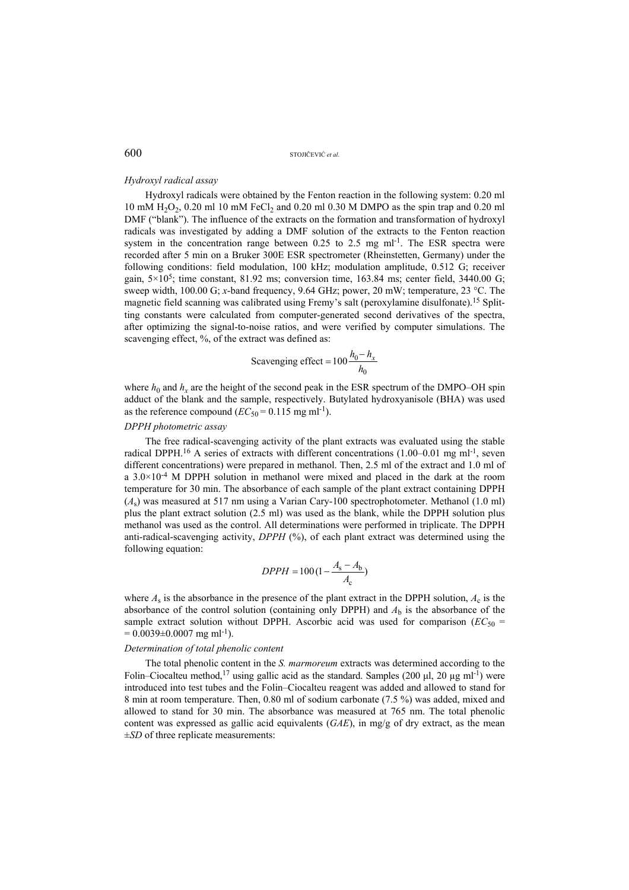*Hydroxyl radical assay*

Hydroxyl radicals were obtained by the Fenton reaction in the following system: 0.20 ml 10 mM $H_2O_2$, 0.20 ml 10 mM $FeCl_2$ and 0.20 ml 0.30 M DMPO as the spin trap and 0.20 ml DMF ("blank"). The influence of the extracts on the formation and transformation of hydroxyl radicals was investigated by adding a DMF solution of the extracts to the Fenton reaction system in the concentration range between 0.25 to 2.5 mg $ml^{-1}$. The ESR spectra were recorded after 5 min on a Bruker 300E ESR spectrometer (Rheinstetten, Germany) under the following conditions: field modulation, 100 kHz; modulation amplitude, 0.512 G; receiver gain, $5\times10^5$; time constant, 81.92 ms; conversion time, 163.84 ms; center field, 3440.00 G; sweep width, 100.00 G; *x*-band frequency, 9.64 GHz; power, 20 mW; temperature, 23 °C. The magnetic field scanning was calibrated using Fremy's salt (peroxylamine disulfonate).[15] Splitting constants were calculated from computer-generated second derivatives of the spectra, after optimizing the signal-to-noise ratios, and were verified by computer simulations. The scavenging effect, %, of the extract was defined as:

$$\text{Scavenging effect} = 100\frac{h_0 - h_x}{h_0}$$

where $h_0$ and $h_x$ are the height of the second peak in the ESR spectrum of the DMPO–OH spin adduct of the blank and the sample, respectively. Butylated hydroxyanisole (BHA) was used as the reference compound ($EC_{50}$ = 0.115 mg $ml^{-1}$).

*DPPH photometric assay*

The free radical-scavenging activity of the plant extracts was evaluated using the stable radical DPPH.[16] A series of extracts with different concentrations (1.00–0.01 mg $ml^{-1}$, seven different concentrations) were prepared in methanol. Then, 2.5 ml of the extract and 1.0 ml of a $3.0\times10^{-4}$ M DPPH solution in methanol were mixed and placed in the dark at the room temperature for 30 min. The absorbance of each sample of the plant extract containing DPPH ($A_s$) was measured at 517 nm using a Varian Cary-100 spectrophotometer. Methanol (1.0 ml) plus the plant extract solution (2.5 ml) was used as the blank, while the DPPH solution plus methanol was used as the control. All determinations were performed in triplicate. The DPPH anti-radical-scavenging activity, *DPPH* (%), of each plant extract was determined using the following equation:

$$DPPH = 100\left(1 - \frac{A_s - A_b}{A_c}\right)$$

where $A_s$ is the absorbance in the presence of the plant extract in the DPPH solution, $A_c$ is the absorbance of the control solution (containing only DPPH) and $A_b$ is the absorbance of the sample extract solution without DPPH. Ascorbic acid was used for comparison ($EC_{50}$ = = 0.0039±0.0007 mg $ml^{-1}$).

*Determination of total phenolic content*

The total phenolic content in the *S. marmoreum* extracts was determined according to the Folin–Ciocalteu method,[17] using gallic acid as the standard. Samples (200 µl, 20 µg $ml^{-1}$) were introduced into test tubes and the Folin–Ciocalteu reagent was added and allowed to stand for 8 min at room temperature. Then, 0.80 ml of sodium carbonate (7.5 %) was added, mixed and allowed to stand for 30 min. The absorbance was measured at 765 nm. The total phenolic content was expressed as gallic acid equivalents (*GAE*), in mg/g of dry extract, as the mean ±*SD* of three replicate measurements: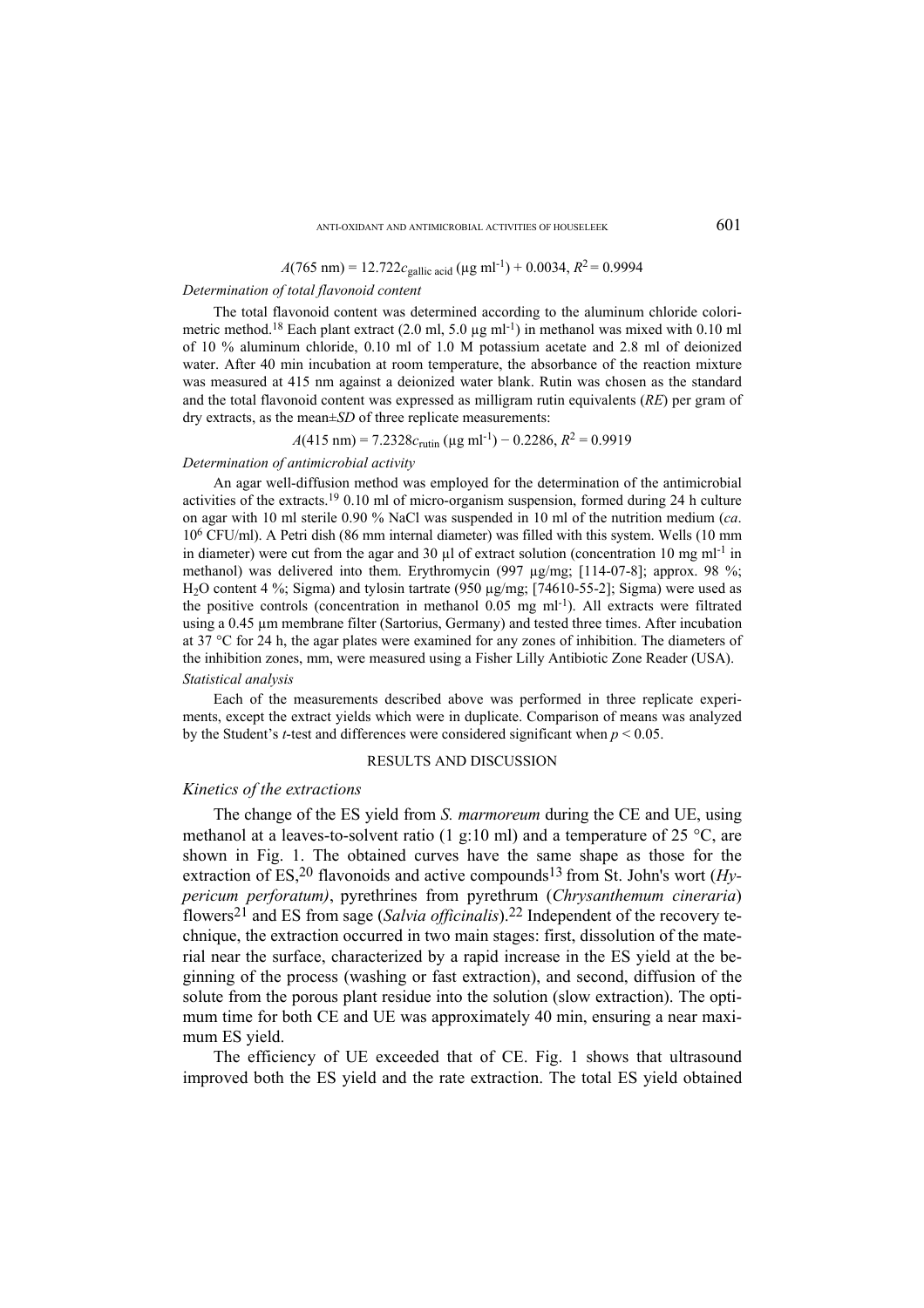$$A(765 \text{ nm}) = 12.722c_{\text{gallic acid}} (\mu\text{g ml}^{-1}) + 0.0034, R^2 = 0.9994$$

*Determination of total flavonoid content*

The total flavonoid content was determined according to the aluminum chloride colorimetric method.[18] Each plant extract (2.0 ml, 5.0 μg ml$^{-1}$) in methanol was mixed with 0.10 ml of 10 % aluminum chloride, 0.10 ml of 1.0 M potassium acetate and 2.8 ml of deionized water. After 40 min incubation at room temperature, the absorbance of the reaction mixture was measured at 415 nm against a deionized water blank. Rutin was chosen as the standard and the total flavonoid content was expressed as milligram rutin equivalents (*RE*) per gram of dry extracts, as the mean±*SD* of three replicate measurements:

$$A(415 \text{ nm}) = 7.2328c_{\text{rutin}} (\mu\text{g ml}^{-1}) - 0.2286, R^2 = 0.9919$$

*Determination of antimicrobial activity*

An agar well-diffusion method was employed for the determination of the antimicrobial activities of the extracts.[19] 0.10 ml of micro-organism suspension, formed during 24 h culture on agar with 10 ml sterile 0.90 % NaCl was suspended in 10 ml of the nutrition medium (*ca*. $10^6$ CFU/ml). A Petri dish (86 mm internal diameter) was filled with this system. Wells (10 mm in diameter) were cut from the agar and 30 μl of extract solution (concentration 10 mg ml$^{-1}$ in methanol) was delivered into them. Erythromycin (997 μg/mg; [114-07-8]; approx. 98 %; $H_2O$ content 4 %; Sigma) and tylosin tartrate (950 μg/mg; [74610-55-2]; Sigma) were used as the positive controls (concentration in methanol 0.05 mg ml$^{-1}$). All extracts were filtrated using a 0.45 μm membrane filter (Sartorius, Germany) and tested three times. After incubation at 37 °C for 24 h, the agar plates were examined for any zones of inhibition. The diameters of the inhibition zones, mm, were measured using a Fisher Lilly Antibiotic Zone Reader (USA).

*Statistical analysis*

Each of the measurements described above was performed in three replicate experiments, except the extract yields which were in duplicate. Comparison of means was analyzed by the Student's *t*-test and differences were considered significant when $p < 0.05$.

## RESULTS AND DISCUSSION

### *Kinetics of the extractions*

The change of the ES yield from *S. marmoreum* during the CE and UE, using methanol at a leaves-to-solvent ratio (1 g:10 ml) and a temperature of 25 °C, are shown in Fig. 1. The obtained curves have the same shape as those for the extraction of ES,[20] flavonoids and active compounds[13] from St. John's wort (*Hypericum perforatum)*, pyrethrines from pyrethrum (*Chrysanthemum cineraria*) flowers[21] and ES from sage (*Salvia officinalis*).[22] Independent of the recovery technique, the extraction occurred in two main stages: first, dissolution of the material near the surface, characterized by a rapid increase in the ES yield at the beginning of the process (washing or fast extraction), and second, diffusion of the solute from the porous plant residue into the solution (slow extraction). The optimum time for both CE and UE was approximately 40 min, ensuring a near maximum ES yield.

The efficiency of UE exceeded that of CE. Fig. 1 shows that ultrasound improved both the ES yield and the rate extraction. The total ES yield obtained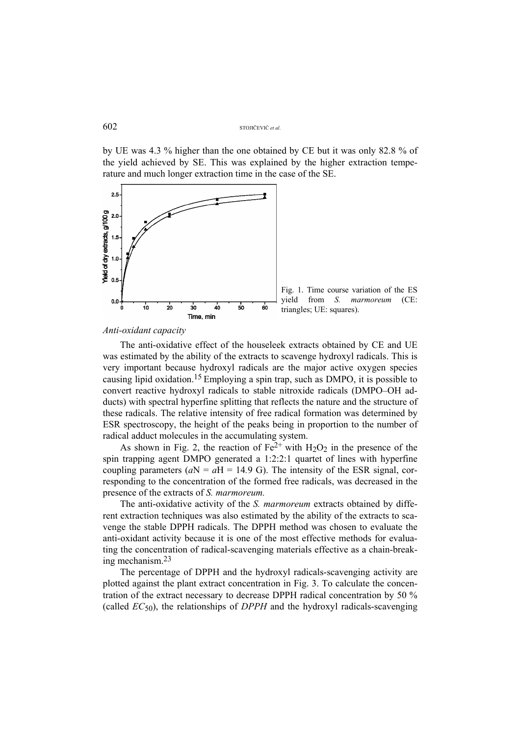by UE was 4.3 % higher than the one obtained by CE but it was only 82.8 % of the yield achieved by SE. This was explained by the higher extraction temperature and much longer extraction time in the case of the SE.

Fig. 1. Time course variation of the ES yield from *S. marmoreum* (CE: triangles; UE: squares).

*Anti-oxidant capacity*

The anti-oxidative effect of the houseleek extracts obtained by CE and UE was estimated by the ability of the extracts to scavenge hydroxyl radicals. This is very important because hydroxyl radicals are the major active oxygen species causing lipid oxidation.[15] Employing a spin trap, such as DMPO, it is possible to convert reactive hydroxyl radicals to stable nitroxide radicals (DMPO–OH adducts) with spectral hyperfine splitting that reflects the nature and the structure of these radicals. The relative intensity of free radical formation was determined by ESR spectroscopy, the height of the peaks being in proportion to the number of radical adduct molecules in the accumulating system.

As shown in Fig. 2, the reaction of $Fe^{2+}$ with $H_2O_2$ in the presence of the spin trapping agent DMPO generated a 1:2:2:1 quartet of lines with hyperfine coupling parameters ($a$N = $a$H = 14.9 G). The intensity of the ESR signal, corresponding to the concentration of the formed free radicals, was decreased in the presence of the extracts of *S. marmoreum.*

The anti-oxidative activity of the *S. marmoreum* extracts obtained by different extraction techniques was also estimated by the ability of the extracts to scavenge the stable DPPH radicals. The DPPH method was chosen to evaluate the anti-oxidant activity because it is one of the most effective methods for evaluating the concentration of radical-scavenging materials effective as a chain-breaking mechanism.[23]

The percentage of DPPH and the hydroxyl radicals-scavenging activity are plotted against the plant extract concentration in Fig. 3. To calculate the concentration of the extract necessary to decrease DPPH radical concentration by 50 % (called $EC_{50}$), the relationships of *DPPH* and the hydroxyl radicals-scavenging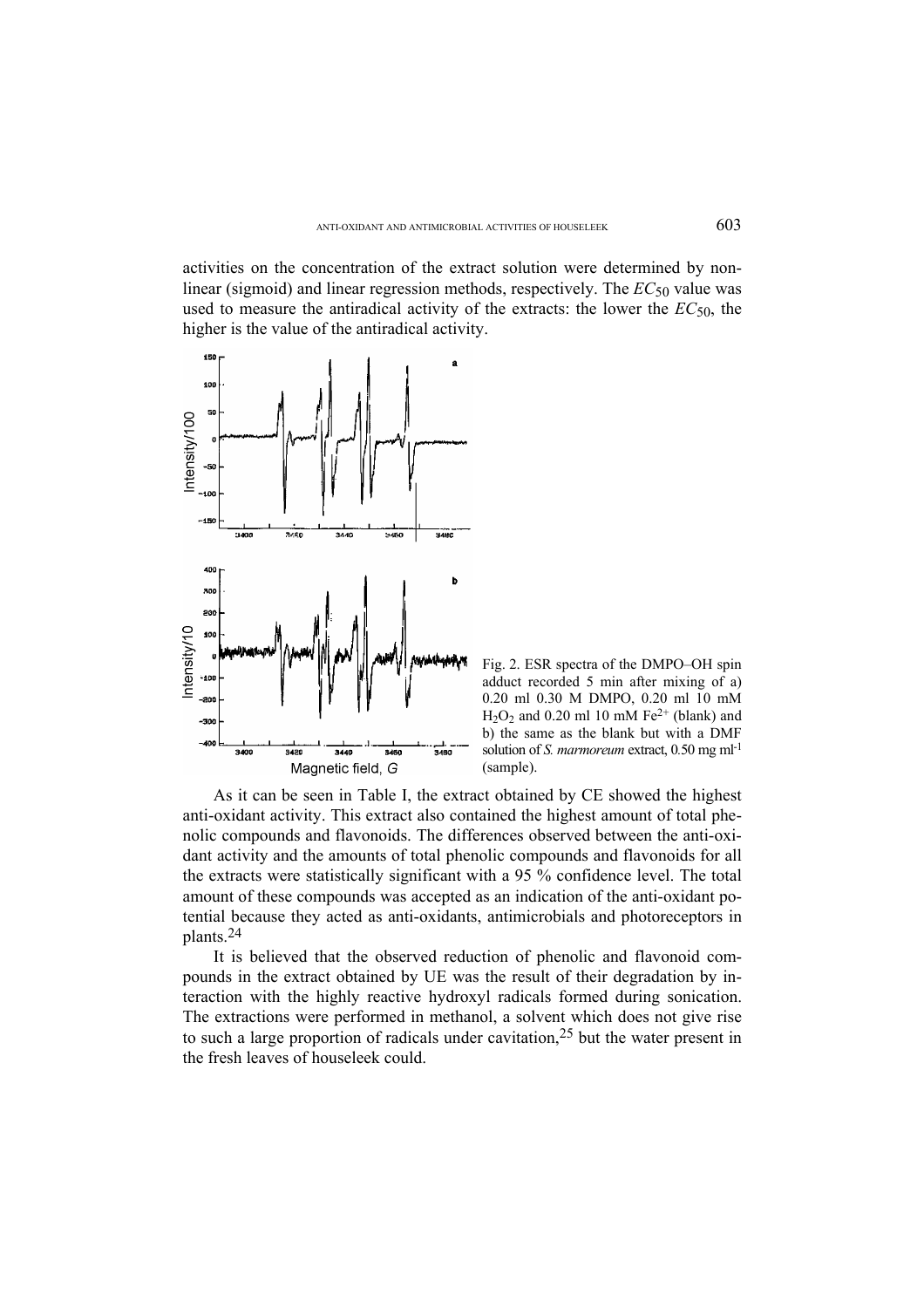activities on the concentration of the extract solution were determined by non-linear (sigmoid) and linear regression methods, respectively. The $EC_{50}$ value was used to measure the antiradical activity of the extracts: the lower the $EC_{50}$, the higher is the value of the antiradical activity.

Fig. 2. ESR spectra of the DMPO–OH spin adduct recorded 5 min after mixing of a) 0.20 ml 0.30 M DMPO, 0.20 ml 10 mM $H_2O_2$ and 0.20 ml 10 mM $Fe^{2+}$ (blank) and b) the same as the blank but with a DMF solution of *S. marmoreum* extract, 0.50 mg ml$^{-1}$ (sample).

As it can be seen in Table I, the extract obtained by CE showed the highest anti-oxidant activity. This extract also contained the highest amount of total phenolic compounds and flavonoids. The differences observed between the anti-oxidant activity and the amounts of total phenolic compounds and flavonoids for all the extracts were statistically significant with a 95 % confidence level. The total amount of these compounds was accepted as an indication of the anti-oxidant potential because they acted as anti-oxidants, antimicrobials and photoreceptors in plants.[24]

It is believed that the observed reduction of phenolic and flavonoid compounds in the extract obtained by UE was the result of their degradation by interaction with the highly reactive hydroxyl radicals formed during sonication. The extractions were performed in methanol, a solvent which does not give rise to such a large proportion of radicals under cavitation,[25] but the water present in the fresh leaves of houseleek could.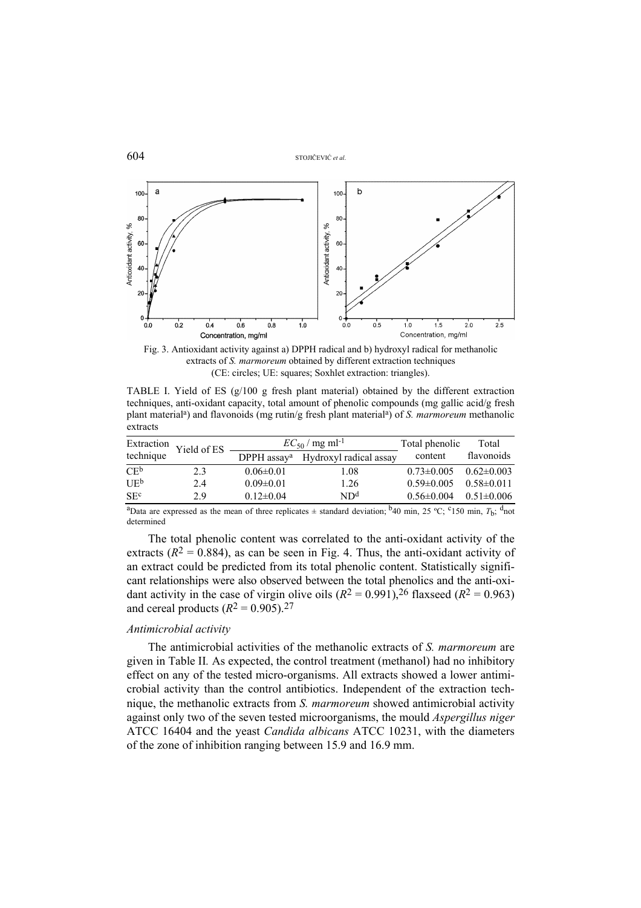Fig. 3. Antioxidant activity against a) DPPH radical and b) hydroxyl radical for methanolic extracts of *S. marmoreum* obtained by different extraction techniques (CE: circles; UE: squares; Soxhlet extraction: triangles).

TABLE I. Yield of ES (g/100 g fresh plant material) obtained by the different extraction techniques, anti-oxidant capacity, total amount of phenolic compounds (mg gallic acid/g fresh plant material[a]) and flavonoids (mg rutin/g fresh plant material[a]) of *S. marmoreum* methanolic extracts

| Extraction technique | Yield of ES | $EC_{50}$ / mg ml$^{-1}$ | | Total phenolic content | Total flavonoids |
|---|---|---|---|---|---|
| | | DPPH assay[a] | Hydroxyl radical assay | | |
| CE[b] | 2.3 | 0.06±0.01 | 1.08 | 0.73±0.005 | 0.62±0.003 |
| UE[b] | 2.4 | 0.09±0.01 | 1.26 | 0.59±0.005 | 0.58±0.011 |
| SE[c] | 2.9 | 0.12±0.04 | ND[d] | 0.56±0.004 | 0.51±0.006 |

[a]Data are expressed as the mean of three replicates ± standard deviation; [b]40 min, 25 °C; [c]150 min, $T_b$; [d]not determined

The total phenolic content was correlated to the anti-oxidant activity of the extracts ($R^2 = 0.884$), as can be seen in Fig. 4. Thus, the anti-oxidant activity of an extract could be predicted from its total phenolic content. Statistically significant relationships were also observed between the total phenolics and the anti-oxidant activity in the case of virgin olive oils ($R^2 = 0.991$),[26] flaxseed ($R^2 = 0.963$) and cereal products ($R^2 = 0.905$).[27]

*Antimicrobial activity*

The antimicrobial activities of the methanolic extracts of *S. marmoreum* are given in Table II. As expected, the control treatment (methanol) had no inhibitory effect on any of the tested micro-organisms. All extracts showed a lower antimicrobial activity than the control antibiotics. Independent of the extraction technique, the methanolic extracts from *S. marmoreum* showed antimicrobial activity against only two of the seven tested microorganisms, the mould *Aspergillus niger* ATCC 16404 and the yeast *Candida albicans* ATCC 10231, with the diameters of the zone of inhibition ranging between 15.9 and 16.9 mm.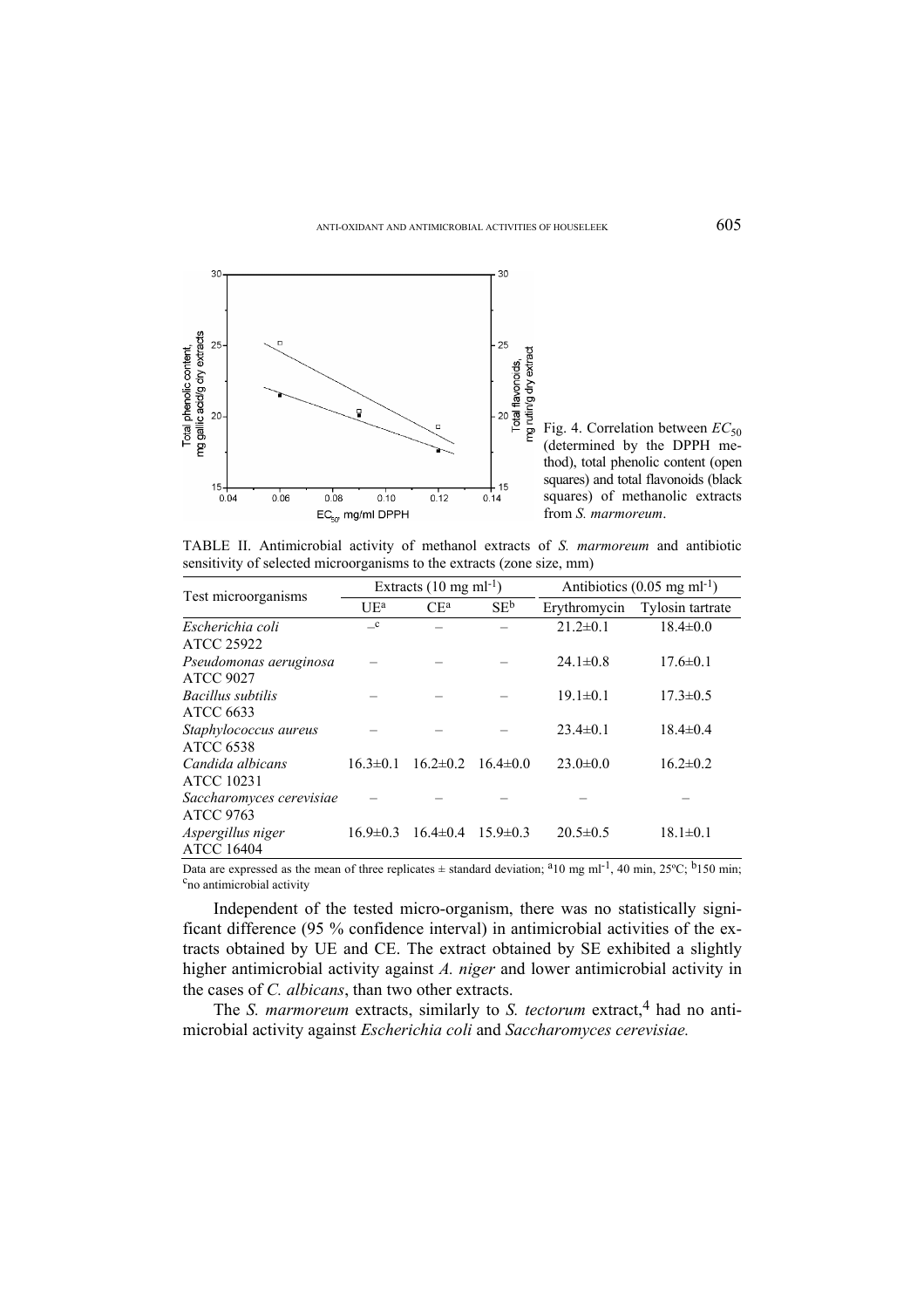Fig. 4. Correlation between $EC_{50}$ (determined by the DPPH method), total phenolic content (open squares) and total flavonoids (black squares) of methanolic extracts from *S. marmoreum*.

TABLE II. Antimicrobial activity of methanol extracts of *S. marmoreum* and antibiotic sensitivity of selected microorganisms to the extracts (zone size, mm)

| Test microorganisms | Extracts (10 mg $ml^{-1}$) | | | Antibiotics (0.05 mg $ml^{-1}$) | |
|---|---|---|---|---|---|
| | UE[a] | CE[a] | SE[b] | Erythromycin | Tylosin tartrate |
| *Escherichia coli* ATCC 25922 | –[c] | – | – | 21.2±0.1 | 18.4±0.0 |
| *Pseudomonas aeruginosa* ATCC 9027 | – | – | – | 24.1±0.8 | 17.6±0.1 |
| *Bacillus subtilis* ATCC 6633 | – | – | – | 19.1±0.1 | 17.3±0.5 |
| *Staphylococcus aureus* ATCC 6538 | – | – | – | 23.4±0.1 | 18.4±0.4 |
| *Candida albicans* ATCC 10231 | 16.3±0.1 | 16.2±0.2 | 16.4±0.0 | 23.0±0.0 | 16.2±0.2 |
| *Saccharomyces cerevisiae* ATCC 9763 | – | – | – | – | – |
| *Aspergillus niger* ATCC 16404 | 16.9±0.3 | 16.4±0.4 | 15.9±0.3 | 20.5±0.5 | 18.1±0.1 |

Data are expressed as the mean of three replicates ± standard deviation; [a]10 mg $ml^{-1}$, 40 min, 25ºC; [b]150 min; [c]no antimicrobial activity

Independent of the tested micro-organism, there was no statistically significant difference (95 % confidence interval) in antimicrobial activities of the extracts obtained by UE and CE. The extract obtained by SE exhibited a slightly higher antimicrobial activity against *A. niger* and lower antimicrobial activity in the cases of *C. albicans*, than two other extracts.

The *S. marmoreum* extracts, similarly to *S. tectorum* extract,[4] had no antimicrobial activity against *Escherichia coli* and *Saccharomyces cerevisiae.*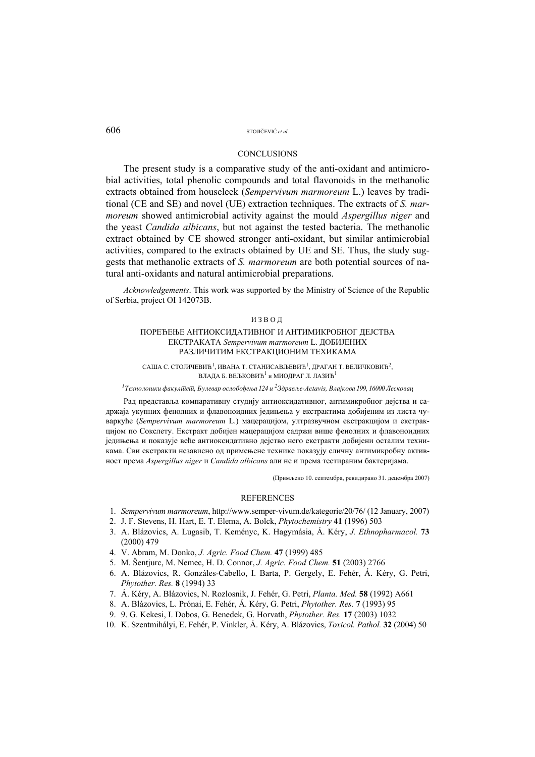## CONCLUSIONS

The present study is a comparative study of the anti-oxidant and antimicrobial activities, total phenolic compounds and total flavonoids in the methanolic extracts obtained from houseleek (*Sempervivum marmoreum* L.) leaves by traditional (CE and SE) and novel (UE) extraction techniques. The extracts of *S. marmoreum* showed antimicrobial activity against the mould *Aspergillus niger* and the yeast *Candida albicans*, but not against the tested bacteria. The methanolic extract obtained by CE showed stronger anti-oxidant, but similar antimicrobial activities, compared to the extracts obtained by UE and SE. Thus, the study suggests that methanolic extracts of *S. marmoreum* are both potential sources of natural anti-oxidants and natural antimicrobial preparations.

*Acknowledgements*. This work was supported by the Ministry of Science of the Republic of Serbia, project OI 142073B.

## ИЗВОД

### ПОРЕЂЕЊЕ АНТИОКСИДАТИВНОГ И АНТИМИКРОБНОГ ДЕЈСТВА ЕКСТРАКАТА *Sempervivum marmoreum* L. ДОБИЈЕНИХ РАЗЛИЧИТИМ ЕКСТРАКЦИОНИМ ТЕХИКАМА

САША С. СТОЈИЧЕВИЋ[1], ИВАНА Т. СТАНИСАВЉЕВИЋ[1], ДРАГАН Т. ВЕЛИЧКОВИЋ[2], ВЛАДА Б. ВЕЉКОВИЋ[1] и МИОДРАГ Л. ЛАЗИЋ[1]

[1]*Технолошки факултет, Булевар ослобођења 124 и* [2]*Здравље-Actavis, Влајкова 199, 16000 Лесковац*

Рад представља компаративну студију антиоксидативног, антимикробног дејства и садржаја укупних фенолних и флавоноидних једињења у екстрактима добијеним из листа чуваркуће (*Sempervivum marmoreum* L.) мацерацијом, ултразвучном екстракцијом и екстракцијом по Сокслету. Екстракт добијен мацерацијом садржи више фенолних и флавоноидних једињења и показује веће антиоксидативно дејство него екстракти добијени осталим техникама. Сви екстракти независно од примењене технике показују сличну антимикробну активност према *Aspergillus niger* и *Candida albicans* али не и према тестираним бактеријама.

(Примљено 10. септембра, ревидирано 31. децембра 2007)

## REFERENCES

1. *Sempervivum marmoreum*, http://www.semper-vivum.de/kategorie/20/76/ (12 January, 2007)
2. J. F. Stevens, H. Hart, E. T. Elema, A. Bolck, *Phytochemistry* **41** (1996) 503
3. A. Blázovics, A. Lugasib, T. Kemény c, K. Hagymásia, Á. Kéry, *J. Ethnopharmacol.* **73** (2000) 479
4. V. Abram, M. Donko, *J. Agric. Food Chem.* **47** (1999) 485
5. M. Šentjurc, M. Nemec, H. D. Connor, *J. Agric. Food Chem.* **51** (2003) 2766
6. A. Blázovics, R. Gonzáles-Cabello, I. Barta, P. Gergely, E. Fehér, Á. Kéry, G. Petri, *Phytother. Res.* **8** (1994) 33
7. Á. Kéry, A. Blázovics, N. Rozlosnik, J. Fehér, G. Petri, *Planta. Med.* **58** (1992) A661
8. A. Blázovics, L. Prónai, E. Fehér, Á. Kéry, G. Petri, *Phytother. Res.* **7** (1993) 95
9. 9. G. Kekesi, I. Dobos, G. Benedek, G. Horvath, *Phytother. Res.* **17** (2003) 1032
10. K. Szentmihályi, E. Fehér, P. Vinkler, Á. Kéry, A. Blázovics, *Toxicol. Pathol.* **32** (2004) 50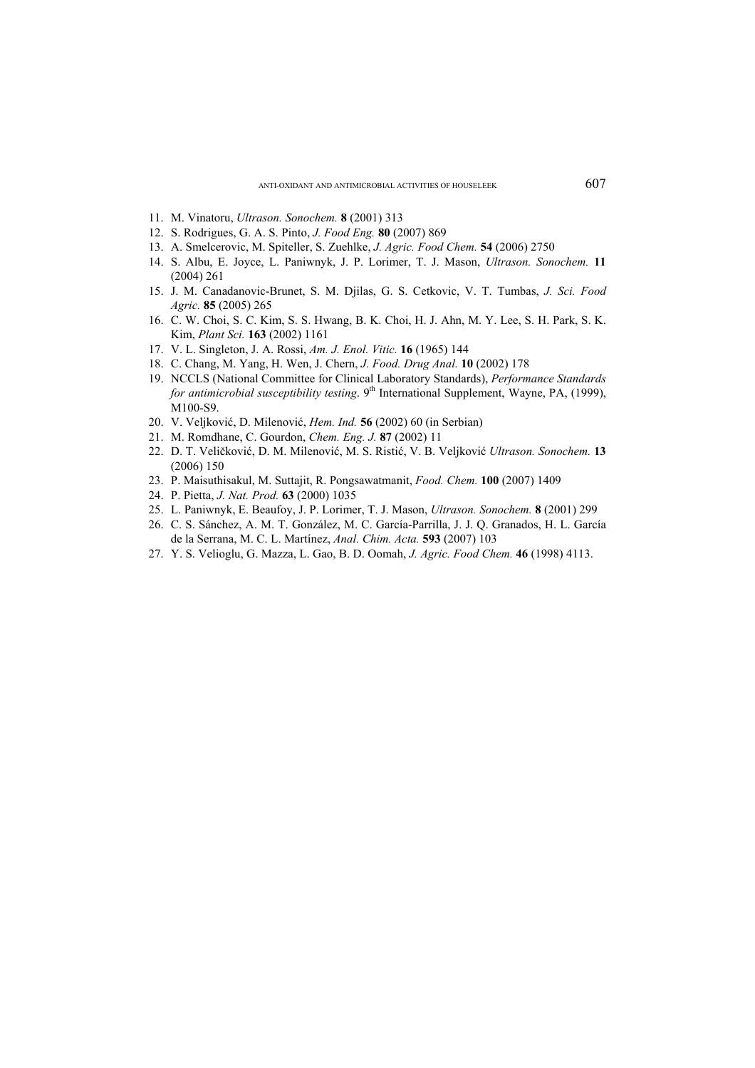11. M. Vinatoru, *Ultrason. Sonochem.* **8** (2001) 313
12. S. Rodrigues, G. A. S. Pinto, *J. Food Eng.* **80** (2007) 869
13. A. Smelcerovic, M. Spiteller, S. Zuehlke, *J. Agric. Food Chem.* **54** (2006) 2750
14. S. Albu, E. Joyce, L. Paniwnyk, J. P. Lorimer, T. J. Mason, *Ultrason. Sonochem.* **11** (2004) 261
15. J. M. Canadanovic-Brunet, S. M. Djilas, G. S. Cetkovic, V. T. Tumbas, *J. Sci. Food Agric.* **85** (2005) 265
16. C. W. Choi, S. C. Kim, S. S. Hwang, B. K. Choi, H. J. Ahn, M. Y. Lee, S. H. Park, S. K. Kim, *Plant Sci.* **163** (2002) 1161
17. V. L. Singleton, J. A. Rossi, *Am. J. Enol. Vitic.* **16** (1965) 144
18. C. Chang, M. Yang, H. Wen, J. Chern, *J. Food. Drug Anal.* **10** (2002) 178
19. NCCLS (National Committee for Clinical Laboratory Standards), *Performance Standards for antimicrobial susceptibility testing*. 9th International Supplement, Wayne, PA, (1999), M100-S9.
20. V. Veljković, D. Milenović, *Hem. Ind.* **56** (2002) 60 (in Serbian)
21. M. Romdhane, C. Gourdon, *Chem. Eng. J.* **87** (2002) 11
22. D. T. Veličković, D. M. Milenović, M. S. Ristić, V. B. Veljković *Ultrason. Sonochem.* **13** (2006) 150
23. P. Maisuthisakul, M. Suttajit, R. Pongsawatmanit, *Food. Chem.* **100** (2007) 1409
24. P. Pietta, *J. Nat. Prod.* **63** (2000) 1035
25. L. Paniwnyk, E. Beaufoy, J. P. Lorimer, T. J. Mason, *Ultrason. Sonochem.* **8** (2001) 299
26. C. S. Sánchez, A. M. T. González, M. C. García-Parrilla, J. J. Q. Granados, H. L. García de la Serrana, M. C. L. Martínez, *Anal. Chim. Acta.* **593** (2007) 103
27. Y. S. Velioglu, G. Mazza, L. Gao, B. D. Oomah, *J. Agric. Food Chem.* **46** (1998) 4113.